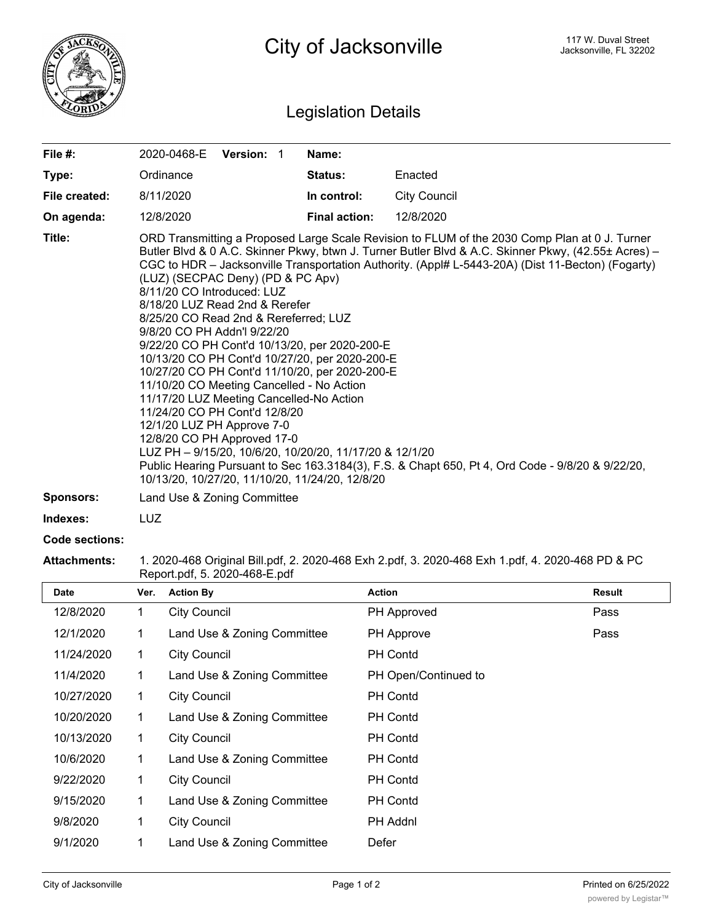# City of Jacksonville

117 W. Duval Street
Jacksonville, FL 32202

## Legislation Details

| | | | |
|---|---|---|---|
| **File #:** | 2020-0468-E **Version:** 1 | **Name:** | |
| **Type:** | Ordinance | **Status:** | Enacted |
| **File created:** | 8/11/2020 | **In control:** | City Council |
| **On agenda:** | 12/8/2020 | **Final action:** | 12/8/2020 |

**Title:** ORD Transmitting a Proposed Large Scale Revision to FLUM of the 2030 Comp Plan at 0 J. Turner Butler Blvd & 0 A.C. Skinner Pkwy, btwn J. Turner Butler Blvd & A.C. Skinner Pkwy, (42.55± Acres) – CGC to HDR – Jacksonville Transportation Authority. (Appl# L-5443-20A) (Dist 11-Becton) (Fogarty) (LUZ) (SECPAC Deny) (PD & PC Apv)
8/11/20 CO Introduced: LUZ
8/18/20 LUZ Read 2nd & Rerefer
8/25/20 CO Read 2nd & Rereferred; LUZ
9/8/20 CO PH Addn'l 9/22/20
9/22/20 CO PH Cont'd 10/13/20, per 2020-200-E
10/13/20 CO PH Cont'd 10/27/20, per 2020-200-E
10/27/20 CO PH Cont'd 11/10/20, per 2020-200-E
11/10/20 CO Meeting Cancelled - No Action
11/17/20 LUZ Meeting Cancelled-No Action
11/24/20 CO PH Cont'd 12/8/20
12/1/20 LUZ PH Approve 7-0
12/8/20 CO PH Approved 17-0
LUZ PH – 9/15/20, 10/6/20, 10/20/20, 11/17/20 & 12/1/20
Public Hearing Pursuant to Sec 163.3184(3), F.S. & Chapt 650, Pt 4, Ord Code - 9/8/20 & 9/22/20, 10/13/20, 10/27/20, 11/10/20, 11/24/20, 12/8/20

**Sponsors:** Land Use & Zoning Committee

**Indexes:** LUZ

**Code sections:**

**Attachments:** 1. 2020-468 Original Bill.pdf, 2. 2020-468 Exh 2.pdf, 3. 2020-468 Exh 1.pdf, 4. 2020-468 PD & PC Report.pdf, 5. 2020-468-E.pdf

| Date | Ver. | Action By | Action | Result |
|---|---|---|---|---|
| 12/8/2020 | 1 | City Council | PH Approved | Pass |
| 12/1/2020 | 1 | Land Use & Zoning Committee | PH Approve | Pass |
| 11/24/2020 | 1 | City Council | PH Contd | |
| 11/4/2020 | 1 | Land Use & Zoning Committee | PH Open/Continued to | |
| 10/27/2020 | 1 | City Council | PH Contd | |
| 10/20/2020 | 1 | Land Use & Zoning Committee | PH Contd | |
| 10/13/2020 | 1 | City Council | PH Contd | |
| 10/6/2020 | 1 | Land Use & Zoning Committee | PH Contd | |
| 9/22/2020 | 1 | City Council | PH Contd | |
| 9/15/2020 | 1 | Land Use & Zoning Committee | PH Contd | |
| 9/8/2020 | 1 | City Council | PH Addnl | |
| 9/1/2020 | 1 | Land Use & Zoning Committee | Defer | |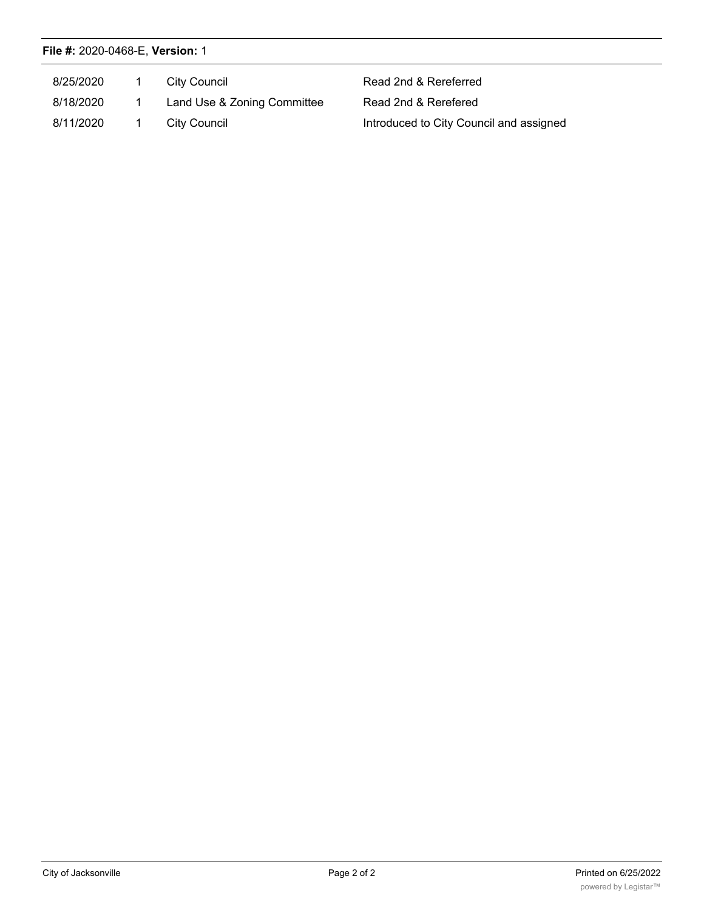**File #:** 2020-0468-E, **Version:** 1

| | | | |
|---|---|---|---|
| 8/25/2020 | 1 | City Council | Read 2nd & Rereferred |
| 8/18/2020 | 1 | Land Use & Zoning Committee | Read 2nd & Rerefered |
| 8/11/2020 | 1 | City Council | Introduced to City Council and assigned |